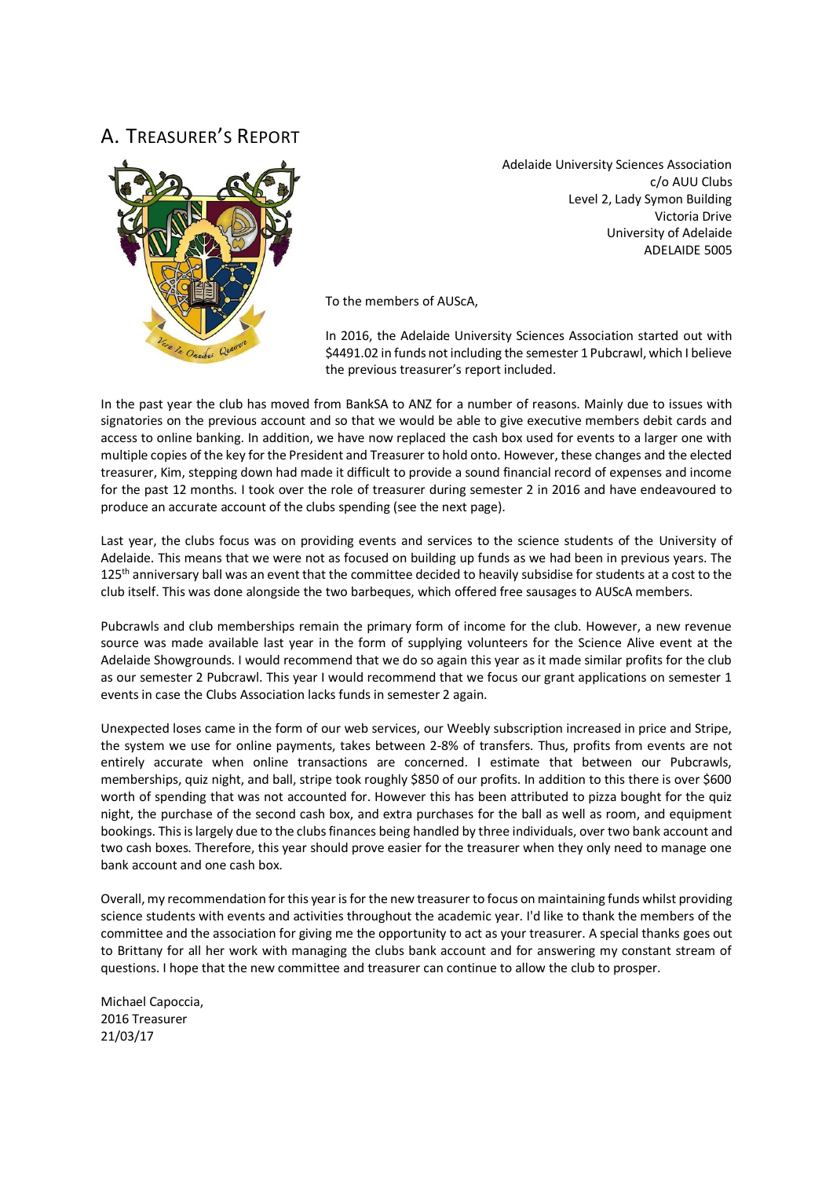## A. Treasurer's Report

Adelaide University Sciences Association
c/o AUU Clubs
Level 2, Lady Symon Building
Victoria Drive
University of Adelaide
ADELAIDE 5005

To the members of AUScA,

In 2016, the Adelaide University Sciences Association started out with $4491.02 in funds not including the semester 1 Pubcrawl, which I believe the previous treasurer's report included.

In the past year the club has moved from BankSA to ANZ for a number of reasons. Mainly due to issues with signatories on the previous account and so that we would be able to give executive members debit cards and access to online banking. In addition, we have now replaced the cash box used for events to a larger one with multiple copies of the key for the President and Treasurer to hold onto. However, these changes and the elected treasurer, Kim, stepping down had made it difficult to provide a sound financial record of expenses and income for the past 12 months. I took over the role of treasurer during semester 2 in 2016 and have endeavoured to produce an accurate account of the clubs spending (see the next page).

Last year, the clubs focus was on providing events and services to the science students of the University of Adelaide. This means that we were not as focused on building up funds as we had been in previous years. The 125th anniversary ball was an event that the committee decided to heavily subsidise for students at a cost to the club itself. This was done alongside the two barbeques, which offered free sausages to AUScA members.

Pubcrawls and club memberships remain the primary form of income for the club. However, a new revenue source was made available last year in the form of supplying volunteers for the Science Alive event at the Adelaide Showgrounds. I would recommend that we do so again this year as it made similar profits for the club as our semester 2 Pubcrawl. This year I would recommend that we focus our grant applications on semester 1 events in case the Clubs Association lacks funds in semester 2 again.

Unexpected loses came in the form of our web services, our Weebly subscription increased in price and Stripe, the system we use for online payments, takes between 2-8% of transfers. Thus, profits from events are not entirely accurate when online transactions are concerned. I estimate that between our Pubcrawls, memberships, quiz night, and ball, stripe took roughly $850 of our profits. In addition to this there is over $600 worth of spending that was not accounted for. However this has been attributed to pizza bought for the quiz night, the purchase of the second cash box, and extra purchases for the ball as well as room, and equipment bookings. This is largely due to the clubs finances being handled by three individuals, over two bank account and two cash boxes. Therefore, this year should prove easier for the treasurer when they only need to manage one bank account and one cash box.

Overall, my recommendation for this year is for the new treasurer to focus on maintaining funds whilst providing science students with events and activities throughout the academic year. I'd like to thank the members of the committee and the association for giving me the opportunity to act as your treasurer. A special thanks goes out to Brittany for all her work with managing the clubs bank account and for answering my constant stream of questions. I hope that the new committee and treasurer can continue to allow the club to prosper.

Michael Capoccia,
2016 Treasurer
21/03/17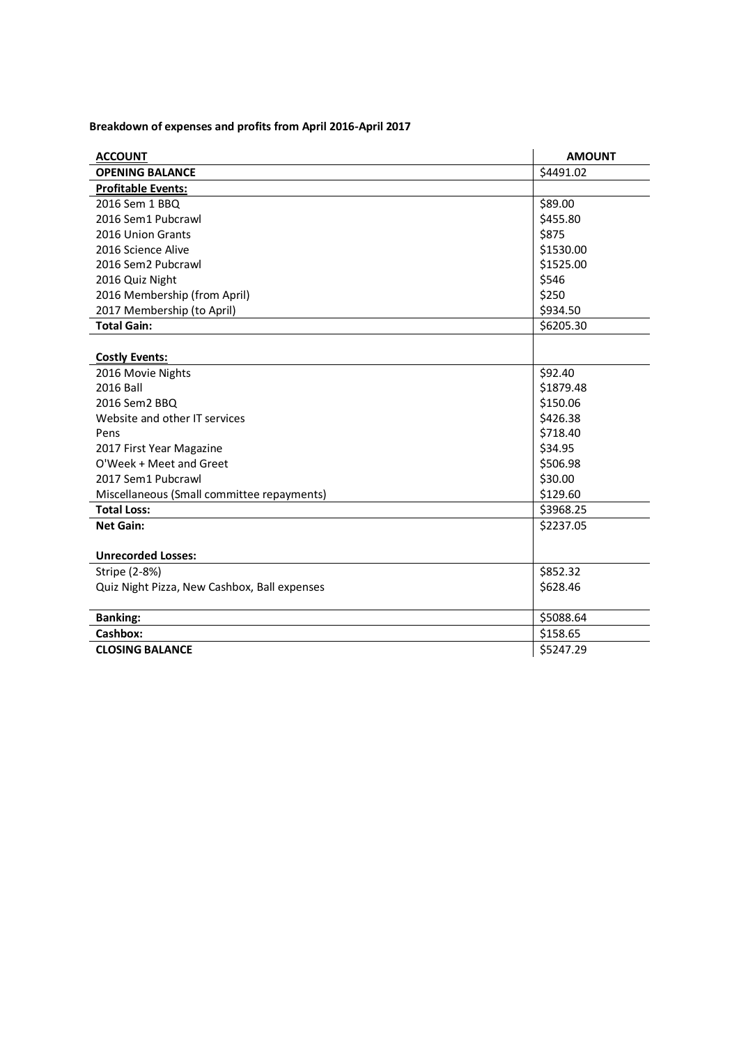**Breakdown of expenses and profits from April 2016-April 2017**

| ACCOUNT | AMOUNT |
|---|---|
| **OPENING BALANCE** | $4491.02 |
| **Profitable Events:** | |
| 2016 Sem 1 BBQ | $89.00 |
| 2016 Sem1 Pubcrawl | $455.80 |
| 2016 Union Grants | $875 |
| 2016 Science Alive | $1530.00 |
| 2016 Sem2 Pubcrawl | $1525.00 |
| 2016 Quiz Night | $546 |
| 2016 Membership (from April) | $250 |
| 2017 Membership (to April) | $934.50 |
| **Total Gain:** | $6205.30 |
| | |
| **Costly Events:** | |
| 2016 Movie Nights | $92.40 |
| 2016 Ball | $1879.48 |
| 2016 Sem2 BBQ | $150.06 |
| Website and other IT services | $426.38 |
| Pens | $718.40 |
| 2017 First Year Magazine | $34.95 |
| O'Week + Meet and Greet | $506.98 |
| 2017 Sem1 Pubcrawl | $30.00 |
| Miscellaneous (Small committee repayments) | $129.60 |
| **Total Loss:** | $3968.25 |
| **Net Gain:** | $2237.05 |
| | |
| **Unrecorded Losses:** | |
| Stripe (2-8%) | $852.32 |
| Quiz Night Pizza, New Cashbox, Ball expenses | $628.46 |
| | |
| **Banking:** | $5088.64 |
| **Cashbox:** | $158.65 |
| **CLOSING BALANCE** | $5247.29 |